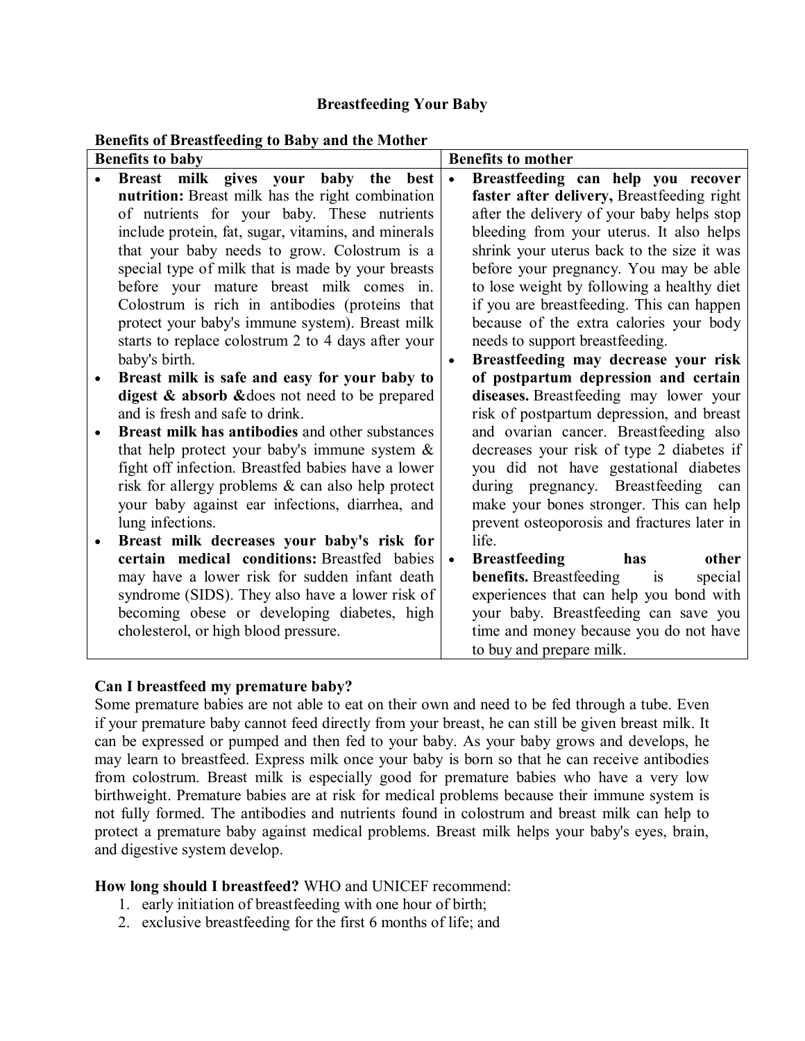# Breastfeeding Your Baby

**Benefits of Breastfeeding to Baby and the Mother**

| Benefits to baby | Benefits to mother |
|---|---|
| • **Breast milk gives your baby the best nutrition:** Breast milk has the right combination of nutrients for your baby. These nutrients include protein, fat, sugar, vitamins, and minerals that your baby needs to grow. Colostrum is a special type of milk that is made by your breasts before your mature breast milk comes in. Colostrum is rich in antibodies (proteins that protect your baby's immune system). Breast milk starts to replace colostrum 2 to 4 days after your baby's birth.<br>• **Breast milk is safe and easy for your baby to digest & absorb &**does not need to be prepared and is fresh and safe to drink.<br>• **Breast milk has antibodies** and other substances that help protect your baby's immune system & fight off infection. Breastfed babies have a lower risk for allergy problems & can also help protect your baby against ear infections, diarrhea, and lung infections.<br>• **Breast milk decreases your baby's risk for certain medical conditions:** Breastfed babies may have a lower risk for sudden infant death syndrome (SIDS). They also have a lower risk of becoming obese or developing diabetes, high cholesterol, or high blood pressure. | • **Breastfeeding can help you recover faster after delivery,** Breastfeeding right after the delivery of your baby helps stop bleeding from your uterus. It also helps shrink your uterus back to the size it was before your pregnancy. You may be able to lose weight by following a healthy diet if you are breastfeeding. This can happen because of the extra calories your body needs to support breastfeeding.<br>• **Breastfeeding may decrease your risk of postpartum depression and certain diseases.** Breastfeeding may lower your risk of postpartum depression, and breast and ovarian cancer. Breastfeeding also decreases your risk of type 2 diabetes if you did not have gestational diabetes during pregnancy. Breastfeeding can make your bones stronger. This can help prevent osteoporosis and fractures later in life.<br>• **Breastfeeding has other benefits.** Breastfeeding is special experiences that can help you bond with your baby. Breastfeeding can save you time and money because you do not have to buy and prepare milk. |

**Can I breastfeed my premature baby?**
Some premature babies are not able to eat on their own and need to be fed through a tube. Even if your premature baby cannot feed directly from your breast, he can still be given breast milk. It can be expressed or pumped and then fed to your baby. As your baby grows and develops, he may learn to breastfeed. Express milk once your baby is born so that he can receive antibodies from colostrum. Breast milk is especially good for premature babies who have a very low birthweight. Premature babies are at risk for medical problems because their immune system is not fully formed. The antibodies and nutrients found in colostrum and breast milk can help to protect a premature baby against medical problems. Breast milk helps your baby's eyes, brain, and digestive system develop.

**How long should I breastfeed?** WHO and UNICEF recommend:

1. early initiation of breastfeeding with one hour of birth;
2. exclusive breastfeeding for the first 6 months of life; and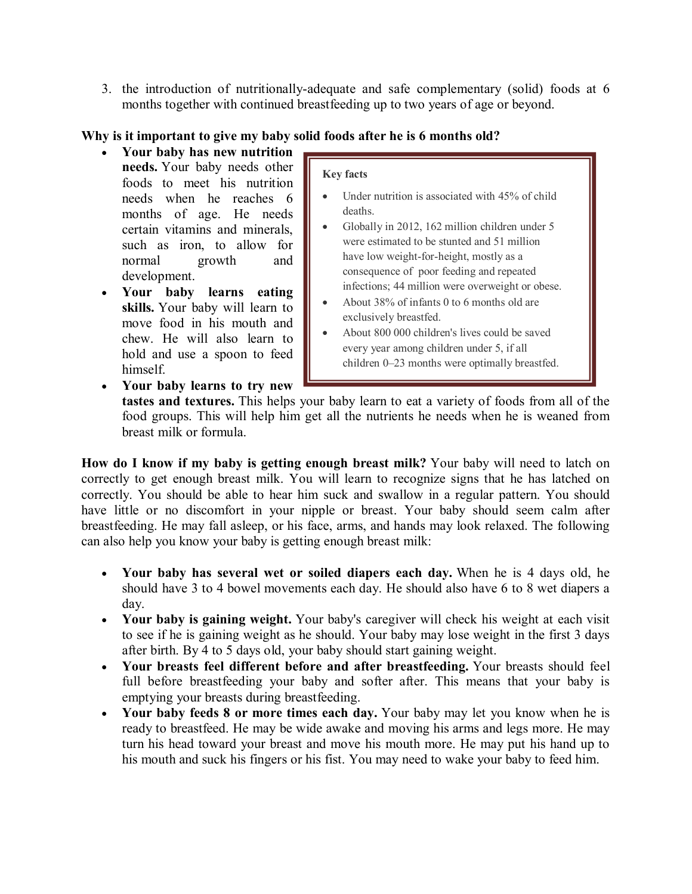3. the introduction of nutritionally-adequate and safe complementary (solid) foods at 6 months together with continued breastfeeding up to two years of age or beyond.

**Why is it important to give my baby solid foods after he is 6 months old?**

- **Your baby has new nutrition needs.** Your baby needs other foods to meet his nutrition needs when he reaches 6 months of age. He needs certain vitamins and minerals, such as iron, to allow for normal growth and development.
- **Your baby learns eating skills.** Your baby will learn to move food in his mouth and chew. He will also learn to hold and use a spoon to feed himself.
- **Your baby learns to try new tastes and textures.** This helps your baby learn to eat a variety of foods from all of the food groups. This will help him get all the nutrients he needs when he is weaned from breast milk or formula.

> **Key facts**
>
> - Under nutrition is associated with 45% of child deaths.
> - Globally in 2012, 162 million children under 5 were estimated to be stunted and 51 million have low weight-for-height, mostly as a consequence of poor feeding and repeated infections; 44 million were overweight or obese.
> - About 38% of infants 0 to 6 months old are exclusively breastfed.
> - About 800 000 children's lives could be saved every year among children under 5, if all children 0–23 months were optimally breastfed.

**How do I know if my baby is getting enough breast milk?** Your baby will need to latch on correctly to get enough breast milk. You will learn to recognize signs that he has latched on correctly. You should be able to hear him suck and swallow in a regular pattern. You should have little or no discomfort in your nipple or breast. Your baby should seem calm after breastfeeding. He may fall asleep, or his face, arms, and hands may look relaxed. The following can also help you know your baby is getting enough breast milk:

- **Your baby has several wet or soiled diapers each day.** When he is 4 days old, he should have 3 to 4 bowel movements each day. He should also have 6 to 8 wet diapers a day.
- **Your baby is gaining weight.** Your baby's caregiver will check his weight at each visit to see if he is gaining weight as he should. Your baby may lose weight in the first 3 days after birth. By 4 to 5 days old, your baby should start gaining weight.
- **Your breasts feel different before and after breastfeeding.** Your breasts should feel full before breastfeeding your baby and softer after. This means that your baby is emptying your breasts during breastfeeding.
- **Your baby feeds 8 or more times each day.** Your baby may let you know when he is ready to breastfeed. He may be wide awake and moving his arms and legs more. He may turn his head toward your breast and move his mouth more. He may put his hand up to his mouth and suck his fingers or his fist. You may need to wake your baby to feed him.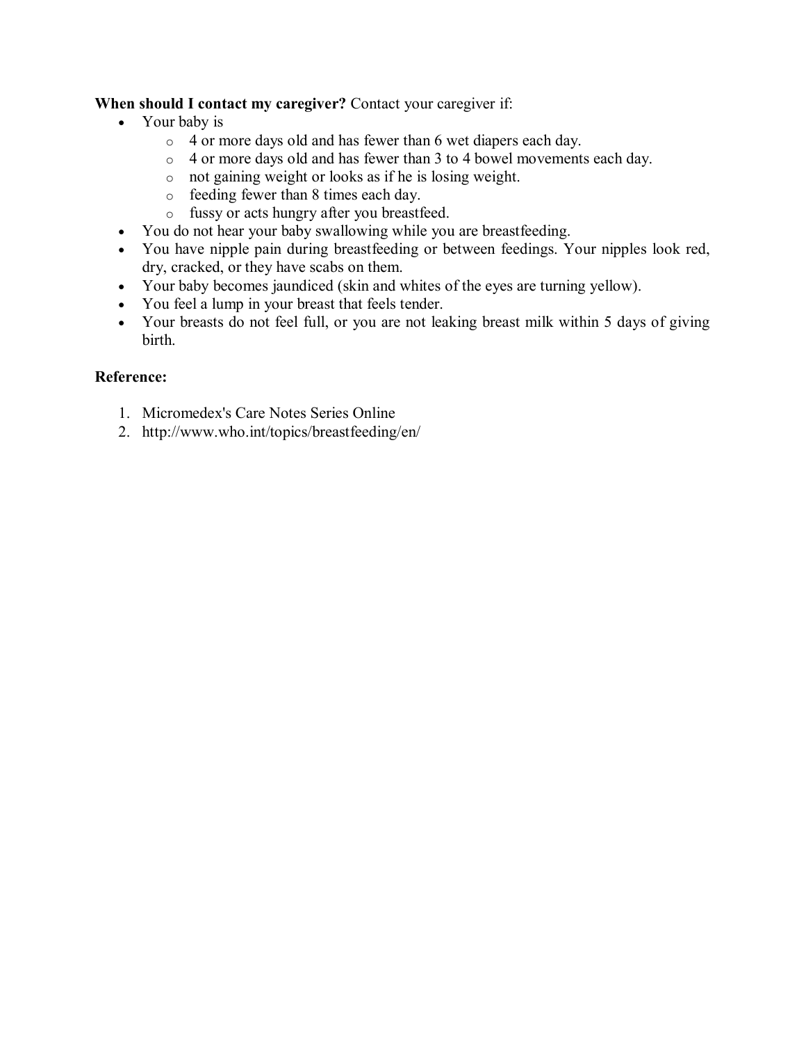**When should I contact my caregiver?** Contact your caregiver if:

- Your baby is
  - 4 or more days old and has fewer than 6 wet diapers each day.
  - 4 or more days old and has fewer than 3 to 4 bowel movements each day.
  - not gaining weight or looks as if he is losing weight.
  - feeding fewer than 8 times each day.
  - fussy or acts hungry after you breastfeed.
- You do not hear your baby swallowing while you are breastfeeding.
- You have nipple pain during breastfeeding or between feedings. Your nipples look red, dry, cracked, or they have scabs on them.
- Your baby becomes jaundiced (skin and whites of the eyes are turning yellow).
- You feel a lump in your breast that feels tender.
- Your breasts do not feel full, or you are not leaking breast milk within 5 days of giving birth.

**Reference:**

1. Micromedex's Care Notes Series Online
2. http://www.who.int/topics/breastfeeding/en/